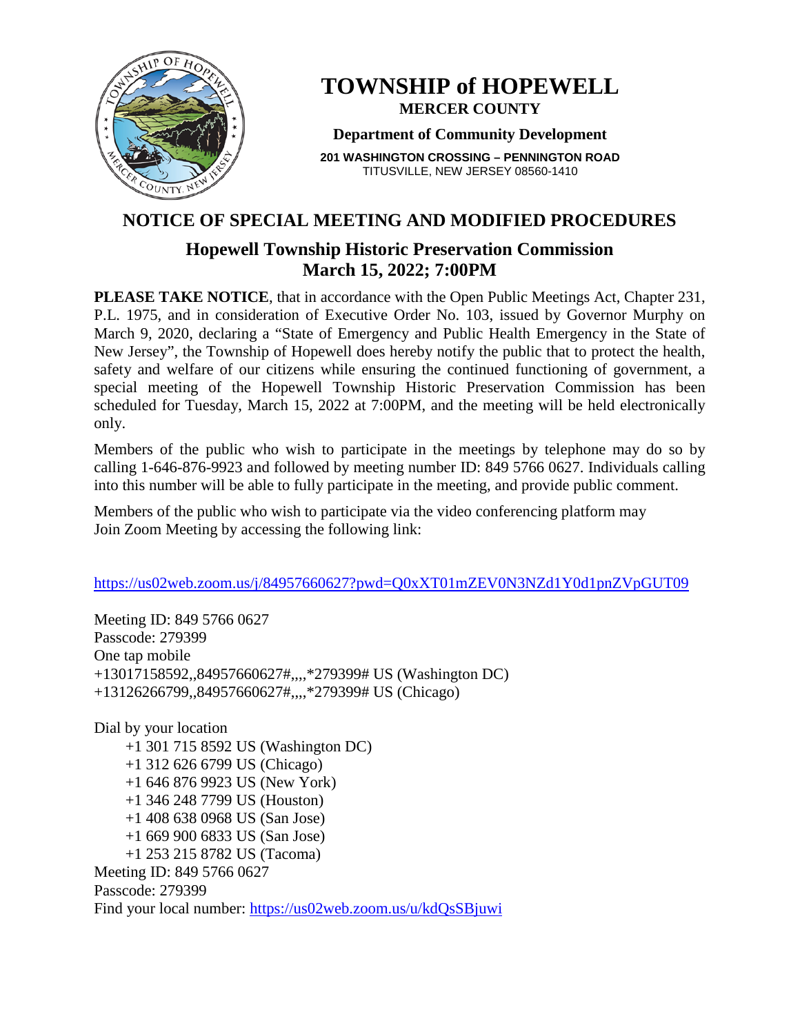# TOWNSHIP of HOPEWELL

**MERCER COUNTY**

**Department of Community Development**

**201 WASHINGTON CROSSING – PENNINGTON ROAD**
TITUSVILLE, NEW JERSEY 08560-1410

## NOTICE OF SPECIAL MEETING AND MODIFIED PROCEDURES

### Hopewell Township Historic Preservation Commission
### March 15, 2022; 7:00PM

**PLEASE TAKE NOTICE**, that in accordance with the Open Public Meetings Act, Chapter 231, P.L. 1975, and in consideration of Executive Order No. 103, issued by Governor Murphy on March 9, 2020, declaring a "State of Emergency and Public Health Emergency in the State of New Jersey", the Township of Hopewell does hereby notify the public that to protect the health, safety and welfare of our citizens while ensuring the continued functioning of government, a special meeting of the Hopewell Township Historic Preservation Commission has been scheduled for Tuesday, March 15, 2022 at 7:00PM, and the meeting will be held electronically only.

Members of the public who wish to participate in the meetings by telephone may do so by calling 1-646-876-9923 and followed by meeting number ID: 849 5766 0627. Individuals calling into this number will be able to fully participate in the meeting, and provide public comment.

Members of the public who wish to participate via the video conferencing platform may Join Zoom Meeting by accessing the following link:

https://us02web.zoom.us/j/84957660627?pwd=Q0xXT01mZEV0N3NZd1Y0d1pnZVpGUT09

Meeting ID: 849 5766 0627
Passcode: 279399
One tap mobile
+13017158592,,84957660627#,,,,*279399# US (Washington DC)
+13126266799,,84957660627#,,,,*279399# US (Chicago)

Dial by your location
- +1 301 715 8592 US (Washington DC)
- +1 312 626 6799 US (Chicago)
- +1 646 876 9923 US (New York)
- +1 346 248 7799 US (Houston)
- +1 408 638 0968 US (San Jose)
- +1 669 900 6833 US (San Jose)
- +1 253 215 8782 US (Tacoma)

Meeting ID: 849 5766 0627
Passcode: 279399
Find your local number: https://us02web.zoom.us/u/kdQsSBjuwi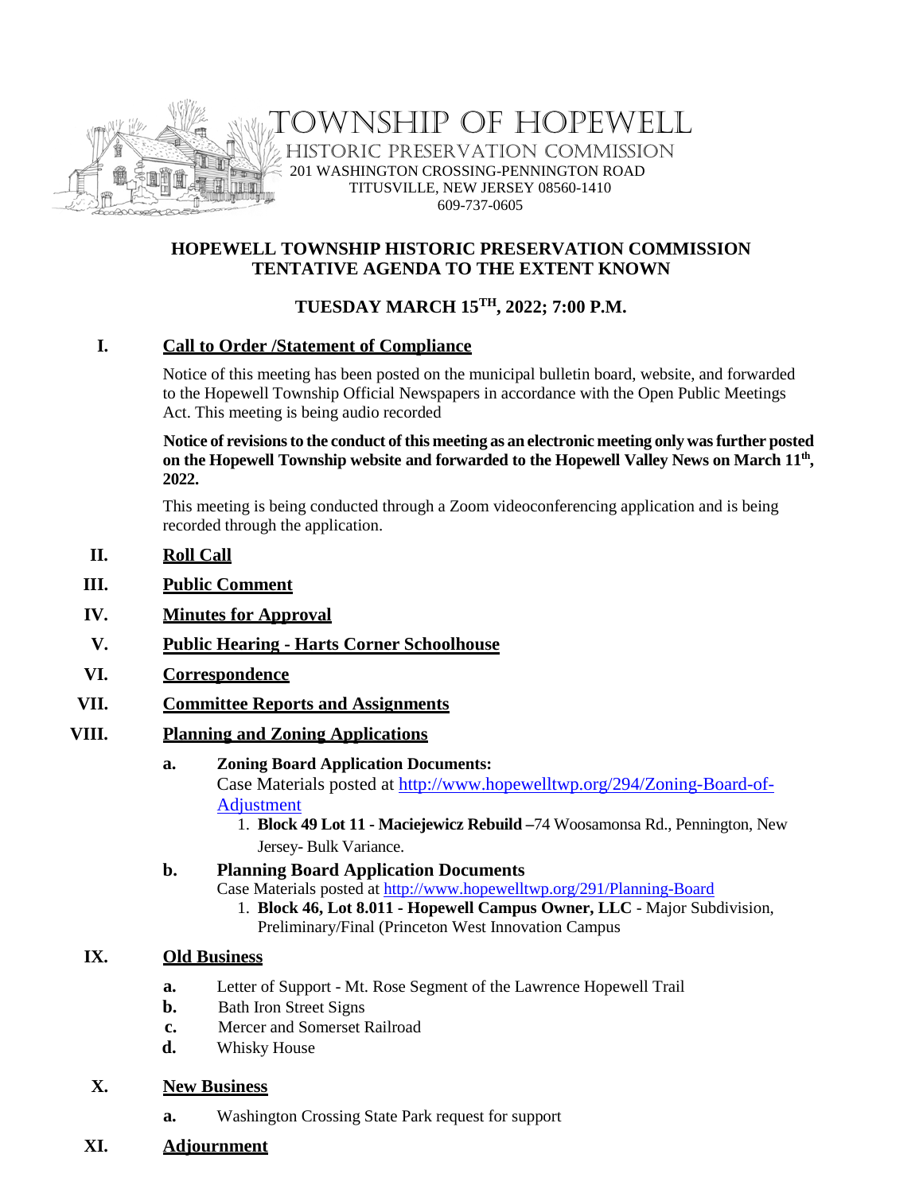# TOWNSHIP OF HOPEWELL

## HISTORIC PRESERVATION COMMISSION

201 WASHINGTON CROSSING-PENNINGTON ROAD
TITUSVILLE, NEW JERSEY 08560-1410
609-737-0605

**HOPEWELL TOWNSHIP HISTORIC PRESERVATION COMMISSION**
**TENTATIVE AGENDA TO THE EXTENT KNOWN**

**TUESDAY MARCH 15TH, 2022; 7:00 P.M.**

**I. Call to Order /Statement of Compliance**

Notice of this meeting has been posted on the municipal bulletin board, website, and forwarded to the Hopewell Township Official Newspapers in accordance with the Open Public Meetings Act. This meeting is being audio recorded

**Notice of revisions to the conduct of this meeting as an electronic meeting only was further posted on the Hopewell Township website and forwarded to the Hopewell Valley News on March 11th, 2022.**

This meeting is being conducted through a Zoom videoconferencing application and is being recorded through the application.

**II. Roll Call**

**III. Public Comment**

**IV. Minutes for Approval**

**V. Public Hearing - Harts Corner Schoolhouse**

**VI. Correspondence**

**VII. Committee Reports and Assignments**

**VIII. Planning and Zoning Applications**

**a. Zoning Board Application Documents:**
Case Materials posted at http://www.hopewelltwp.org/294/Zoning-Board-of-Adjustment

1. **Block 49 Lot 11 - Maciejewicz Rebuild –**74 Woosamonsa Rd., Pennington, New Jersey- Bulk Variance.

**b. Planning Board Application Documents**
Case Materials posted at http://www.hopewelltwp.org/291/Planning-Board

1. **Block 46, Lot 8.011 - Hopewell Campus Owner, LLC** - Major Subdivision, Preliminary/Final (Princeton West Innovation Campus

**IX. Old Business**

- **a.** Letter of Support - Mt. Rose Segment of the Lawrence Hopewell Trail
- **b.** Bath Iron Street Signs
- **c.** Mercer and Somerset Railroad
- **d.** Whisky House

**X. New Business**

- **a.** Washington Crossing State Park request for support

**XI. Adjournment**